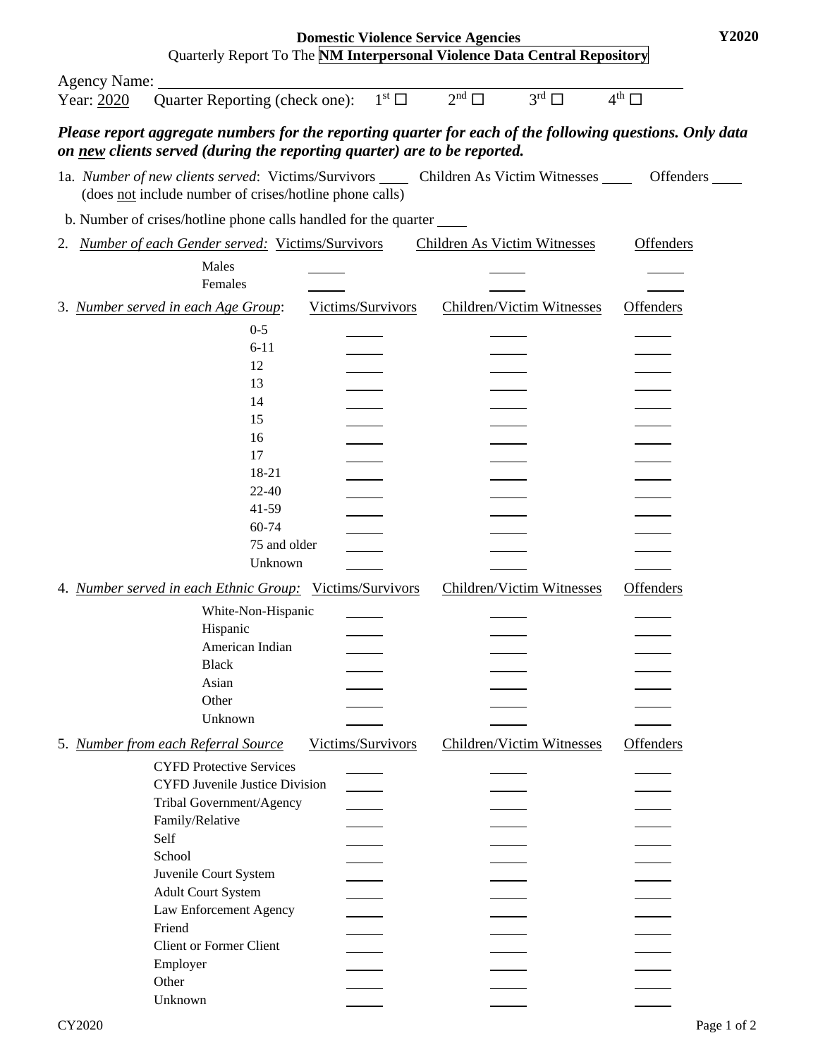**Y2020**

## Domestic Violence Service Agencies

Quarterly Report To The **NM Interpersonal Violence Data Central Repository**

Agency Name: ______________________________________________

Year: 2020    Quarter Reporting (check one):    1st ☐    2nd ☐    3rd ☐    4th ☐

***Please report aggregate numbers for the reporting quarter for each of the following questions. Only data on new clients served (during the reporting quarter) are to be reported.***

1a. *Number of new clients served*: Victims/Survivors ____  Children As Victim Witnesses ____  Offenders ____
(does not include number of crises/hotline phone calls)

b. Number of crises/hotline phone calls handled for the quarter ____

2. *Number of each Gender served:*

| | Victims/Survivors | Children As Victim Witnesses | Offenders |
|---|---|---|---|
| Males | | | |
| Females | | | |

3. *Number served in each Age Group*:

| | Victims/Survivors | Children/Victim Witnesses | Offenders |
|---|---|---|---|
| 0-5 | | | |
| 6-11 | | | |
| 12 | | | |
| 13 | | | |
| 14 | | | |
| 15 | | | |
| 16 | | | |
| 17 | | | |
| 18-21 | | | |
| 22-40 | | | |
| 41-59 | | | |
| 60-74 | | | |
| 75 and older | | | |
| Unknown | | | |

4. *Number served in each Ethnic Group:*

| | Victims/Survivors | Children/Victim Witnesses | Offenders |
|---|---|---|---|
| White-Non-Hispanic | | | |
| Hispanic | | | |
| American Indian | | | |
| Black | | | |
| Asian | | | |
| Other | | | |
| Unknown | | | |

5. *Number from each Referral Source*

| | Victims/Survivors | Children/Victim Witnesses | Offenders |
|---|---|---|---|
| CYFD Protective Services | | | |
| CYFD Juvenile Justice Division | | | |
| Tribal Government/Agency | | | |
| Family/Relative | | | |
| Self | | | |
| School | | | |
| Juvenile Court System | | | |
| Adult Court System | | | |
| Law Enforcement Agency | | | |
| Friend | | | |
| Client or Former Client | | | |
| Employer | | | |
| Other | | | |
| Unknown | | | |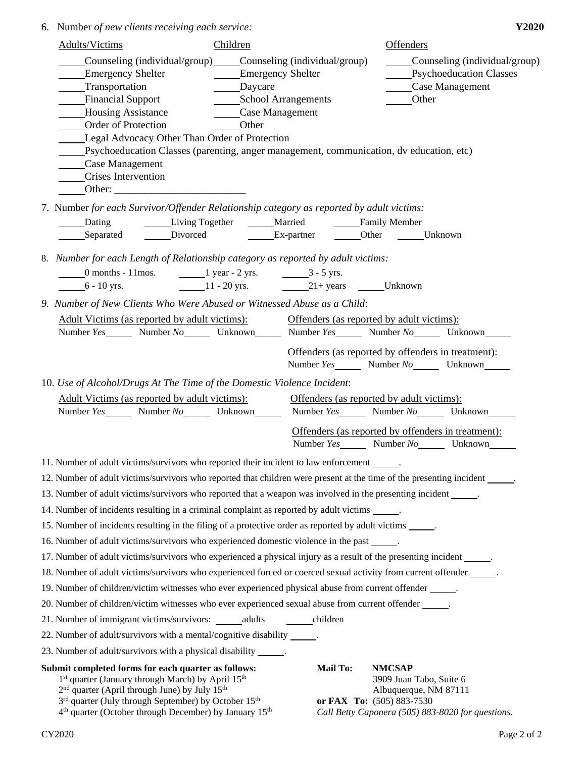6. Number *of new clients receiving each service:* **Y2020**

| Adults/Victims | Children | Offenders |
|---|---|---|
| _____Counseling (individual/group) | _____Counseling (individual/group) | _____Counseling (individual/group) |
| _____Emergency Shelter | _____Emergency Shelter | _____Psychoeducation Classes |
| _____Transportation | _____Daycare | _____Case Management |
| _____Financial Support | _____School Arrangements | _____Other |
| _____Housing Assistance | _____Case Management | |
| _____Order of Protection | _____Other | |

_____Legal Advocacy Other Than Order of Protection
_____Psychoeducation Classes (parenting, anger management, communication, dv education, etc)
_____Case Management
_____Crises Intervention
_____Other: ________________________

7. Number *for each Survivor/Offender Relationship category as reported by adult victims:*

_____Dating _____Living Together _____Married _____Family Member
_____Separated _____Divorced _____Ex-partner _____Other _____Unknown

8. *Number for each Length of Relationship category as reported by adult victims:*

_____0 months - 11mos. _____1 year - 2 yrs. _____3 - 5 yrs.
_____6 - 10 yrs. _____11 - 20 yrs. _____21+ years _____Unknown

9. *Number of New Clients Who Were Abused or Witnessed Abuse as a Child*:

Adult Victims (as reported by adult victims):
Number *Yes*_____ Number *No*_____ Unknown_____

Offenders (as reported by adult victims):
Number *Yes*_____ Number *No*_____ Unknown_____

Offenders (as reported by offenders in treatment):
Number *Yes*_____ Number *No*_____ Unknown_____

10. *Use of Alcohol/Drugs At The Time of the Domestic Violence Incident*:

Adult Victims (as reported by adult victims):
Number *Yes*_____ Number *No*_____ Unknown_____

Offenders (as reported by adult victims):
Number *Yes*_____ Number *No*_____ Unknown_____

Offenders (as reported by offenders in treatment):
Number *Yes*_____ Number *No*_____ Unknown_____

11. Number of adult victims/survivors who reported their incident to law enforcement _____.

12. Number of adult victims/survivors who reported that children were present at the time of the presenting incident _____.

13. Number of adult victims/survivors who reported that a weapon was involved in the presenting incident _____.

14. Number of incidents resulting in a criminal complaint as reported by adult victims _____.

15. Number of incidents resulting in the filing of a protective order as reported by adult victims _____.

16. Number of adult victims/survivors who experienced domestic violence in the past _____.

17. Number of adult victims/survivors who experienced a physical injury as a result of the presenting incident _____.

18. Number of adult victims/survivors who experienced forced or coerced sexual activity from current offender _____.

19. Number of children/victim witnesses who ever experienced physical abuse from current offender _____.

20. Number of children/victim witnesses who ever experienced sexual abuse from current offender _____.

21. Number of immigrant victims/survivors: _____adults _____children

22. Number of adult/survivors with a mental/cognitive disability _____.

23. Number of adult/survivors with a physical disability _____.

**Submit completed forms for each quarter as follows:**
1st quarter (January through March) by April 15th
2nd quarter (April through June) by July 15th
3rd quarter (July through September) by October 15th
4th quarter (October through December) by January 15th

**Mail To:** **NMCSAP**
3909 Juan Tabo, Suite 6
Albuquerque, NM 87111
**or FAX To:** (505) 883-7530
*Call Betty Caponera (505) 883-8020 for questions.*

CY2020